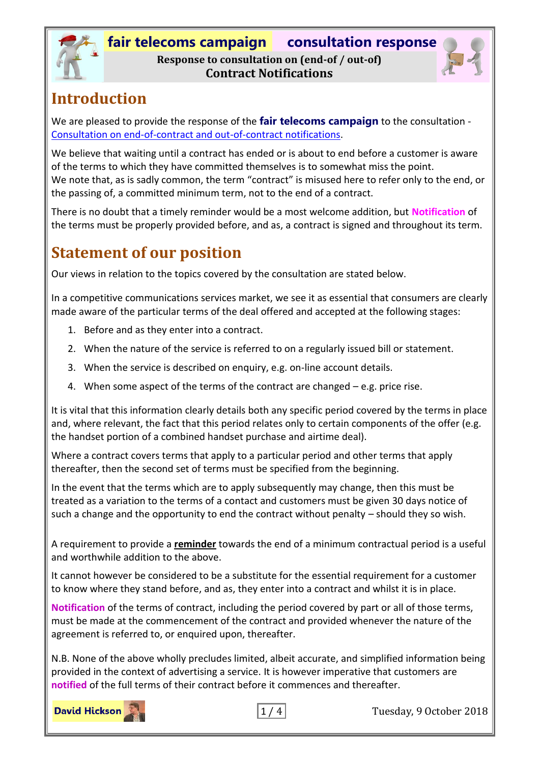**fair telecoms campaign** **consultation response**

**Response to consultation on (end-of / out-of) Contract Notifications**

## Introduction

We are pleased to provide the response of the **fair telecoms campaign** to the consultation - [Consultation on end-of-contract and out-of-contract notifications](#).

We believe that waiting until a contract has ended or is about to end before a customer is aware of the terms to which they have committed themselves is to somewhat miss the point. We note that, as is sadly common, the term "contract" is misused here to refer only to the end, or the passing of, a committed minimum term, not to the end of a contract.

There is no doubt that a timely reminder would be a most welcome addition, but **Notification** of the terms must be properly provided before, and as, a contract is signed and throughout its term.

## Statement of our position

Our views in relation to the topics covered by the consultation are stated below.

In a competitive communications services market, we see it as essential that consumers are clearly made aware of the particular terms of the deal offered and accepted at the following stages:

1. Before and as they enter into a contract.
2. When the nature of the service is referred to on a regularly issued bill or statement.
3. When the service is described on enquiry, e.g. on-line account details.
4. When some aspect of the terms of the contract are changed – e.g. price rise.

It is vital that this information clearly details both any specific period covered by the terms in place and, where relevant, the fact that this period relates only to certain components of the offer (e.g. the handset portion of a combined handset purchase and airtime deal).

Where a contract covers terms that apply to a particular period and other terms that apply thereafter, then the second set of terms must be specified from the beginning.

In the event that the terms which are to apply subsequently may change, then this must be treated as a variation to the terms of a contact and customers must be given 30 days notice of such a change and the opportunity to end the contract without penalty – should they so wish.

A requirement to provide a **reminder** towards the end of a minimum contractual period is a useful and worthwhile addition to the above.

It cannot however be considered to be a substitute for the essential requirement for a customer to know where they stand before, and as, they enter into a contract and whilst it is in place.

**Notification** of the terms of contract, including the period covered by part or all of those terms, must be made at the commencement of the contract and provided whenever the nature of the agreement is referred to, or enquired upon, thereafter.

N.B. None of the above wholly precludes limited, albeit accurate, and simplified information being provided in the context of advertising a service. It is however imperative that customers are **notified** of the full terms of their contract before it commences and thereafter.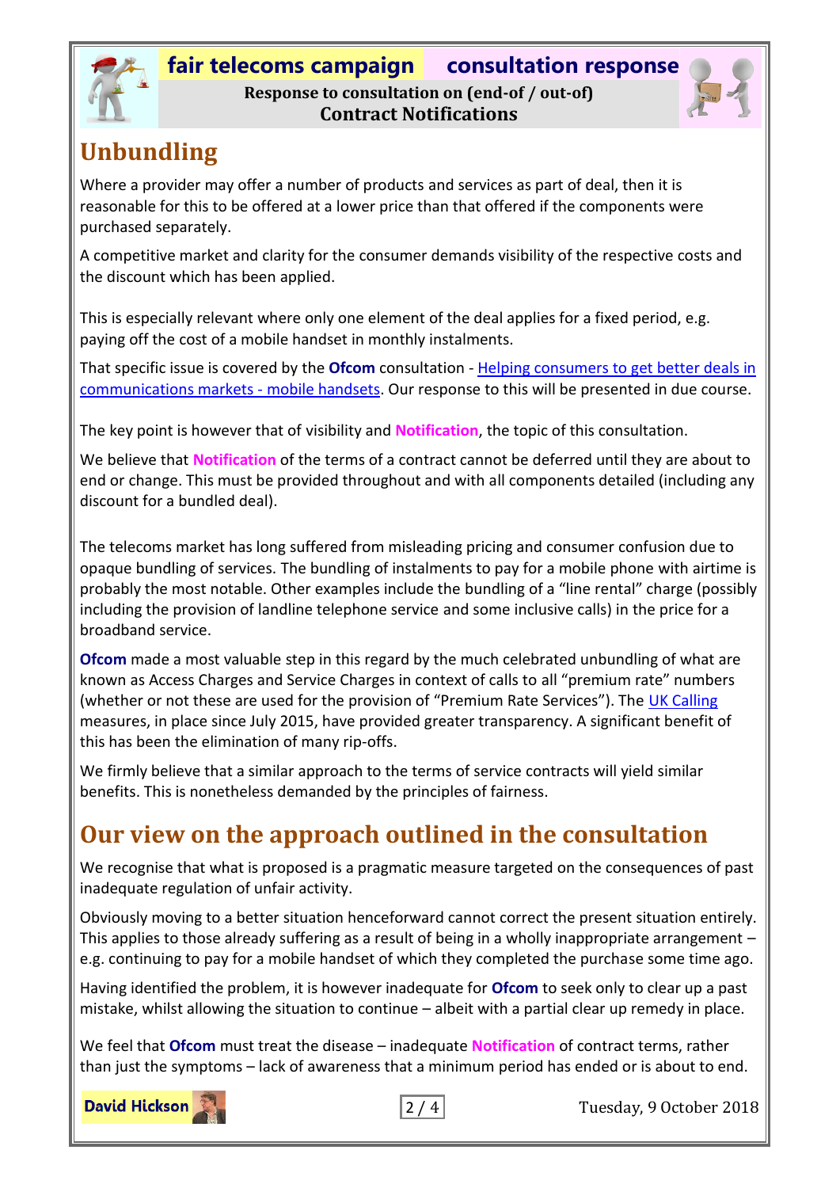## Unbundling

Where a provider may offer a number of products and services as part of deal, then it is reasonable for this to be offered at a lower price than that offered if the components were purchased separately.

A competitive market and clarity for the consumer demands visibility of the respective costs and the discount which has been applied.

This is especially relevant where only one element of the deal applies for a fixed period, e.g. paying off the cost of a mobile handset in monthly instalments.

That specific issue is covered by the **Ofcom** consultation - [Helping consumers to get better deals in communications markets - mobile handsets](). Our response to this will be presented in due course.

The key point is however that of visibility and **Notification**, the topic of this consultation.

We believe that **Notification** of the terms of a contract cannot be deferred until they are about to end or change. This must be provided throughout and with all components detailed (including any discount for a bundled deal).

The telecoms market has long suffered from misleading pricing and consumer confusion due to opaque bundling of services. The bundling of instalments to pay for a mobile phone with airtime is probably the most notable. Other examples include the bundling of a "line rental" charge (possibly including the provision of landline telephone service and some inclusive calls) in the price for a broadband service.

**Ofcom** made a most valuable step in this regard by the much celebrated unbundling of what are known as Access Charges and Service Charges in context of calls to all "premium rate" numbers (whether or not these are used for the provision of "Premium Rate Services"). The [UK Calling]() measures, in place since July 2015, have provided greater transparency. A significant benefit of this has been the elimination of many rip-offs.

We firmly believe that a similar approach to the terms of service contracts will yield similar benefits. This is nonetheless demanded by the principles of fairness.

## Our view on the approach outlined in the consultation

We recognise that what is proposed is a pragmatic measure targeted on the consequences of past inadequate regulation of unfair activity.

Obviously moving to a better situation henceforward cannot correct the present situation entirely. This applies to those already suffering as a result of being in a wholly inappropriate arrangement – e.g. continuing to pay for a mobile handset of which they completed the purchase some time ago.

Having identified the problem, it is however inadequate for **Ofcom** to seek only to clear up a past mistake, whilst allowing the situation to continue – albeit with a partial clear up remedy in place.

We feel that **Ofcom** must treat the disease – inadequate **Notification** of contract terms, rather than just the symptoms – lack of awareness that a minimum period has ended or is about to end.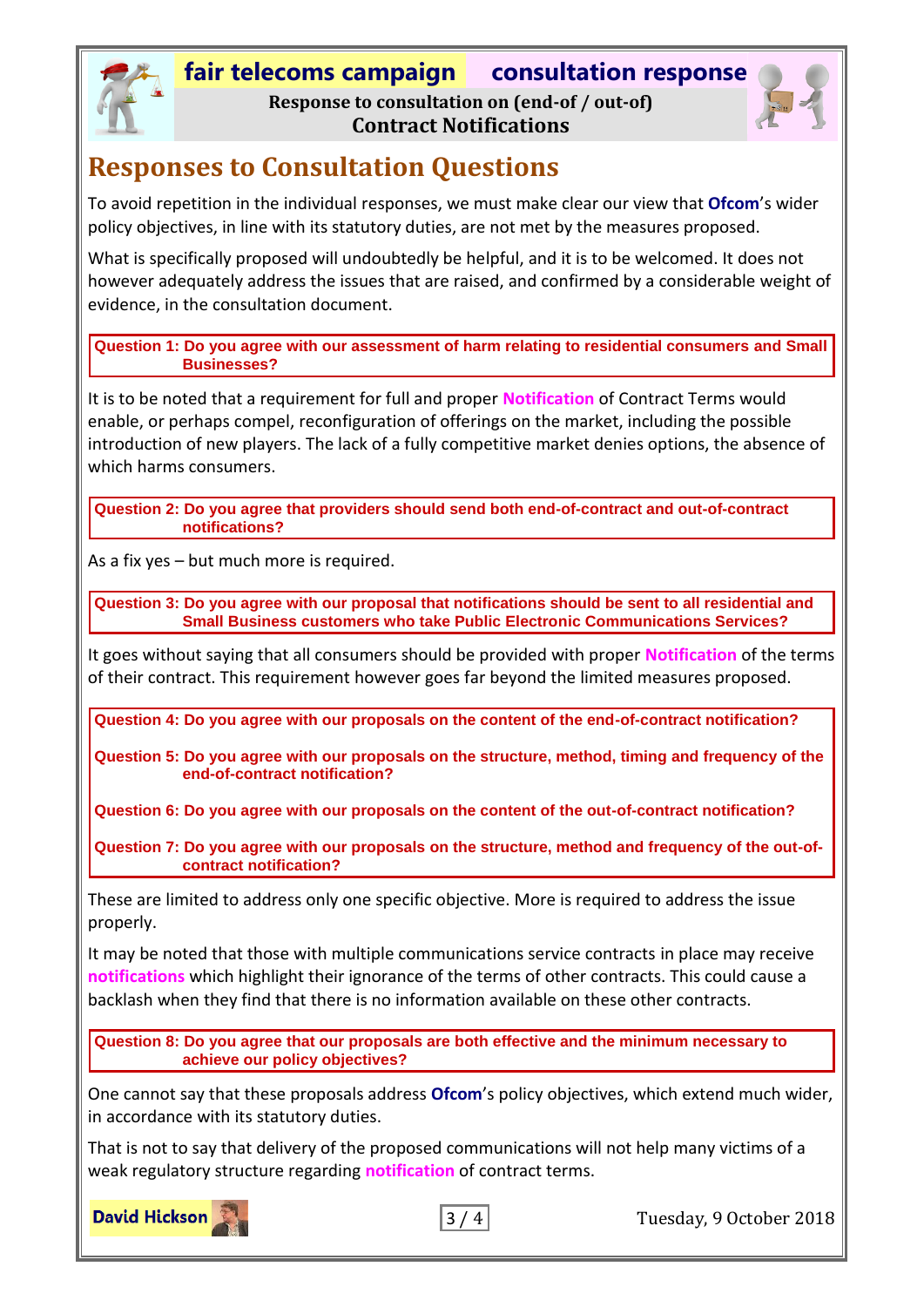# Responses to Consultation Questions

To avoid repetition in the individual responses, we must make clear our view that **Ofcom**'s wider policy objectives, in line with its statutory duties, are not met by the measures proposed.

What is specifically proposed will undoubtedly be helpful, and it is to be welcomed. It does not however adequately address the issues that are raised, and confirmed by a considerable weight of evidence, in the consultation document.

**Question 1: Do you agree with our assessment of harm relating to residential consumers and Small Businesses?**

It is to be noted that a requirement for full and proper **Notification** of Contract Terms would enable, or perhaps compel, reconfiguration of offerings on the market, including the possible introduction of new players. The lack of a fully competitive market denies options, the absence of which harms consumers.

**Question 2: Do you agree that providers should send both end-of-contract and out-of-contract notifications?**

As a fix yes – but much more is required.

**Question 3: Do you agree with our proposal that notifications should be sent to all residential and Small Business customers who take Public Electronic Communications Services?**

It goes without saying that all consumers should be provided with proper **Notification** of the terms of their contract. This requirement however goes far beyond the limited measures proposed.

**Question 4: Do you agree with our proposals on the content of the end-of-contract notification?**

**Question 5: Do you agree with our proposals on the structure, method, timing and frequency of the end-of-contract notification?**

**Question 6: Do you agree with our proposals on the content of the out-of-contract notification?**

**Question 7: Do you agree with our proposals on the structure, method and frequency of the out-of-contract notification?**

These are limited to address only one specific objective. More is required to address the issue properly.

It may be noted that those with multiple communications service contracts in place may receive **notifications** which highlight their ignorance of the terms of other contracts. This could cause a backlash when they find that there is no information available on these other contracts.

**Question 8: Do you agree that our proposals are both effective and the minimum necessary to achieve our policy objectives?**

One cannot say that these proposals address **Ofcom**'s policy objectives, which extend much wider, in accordance with its statutory duties.

That is not to say that delivery of the proposed communications will not help many victims of a weak regulatory structure regarding **notification** of contract terms.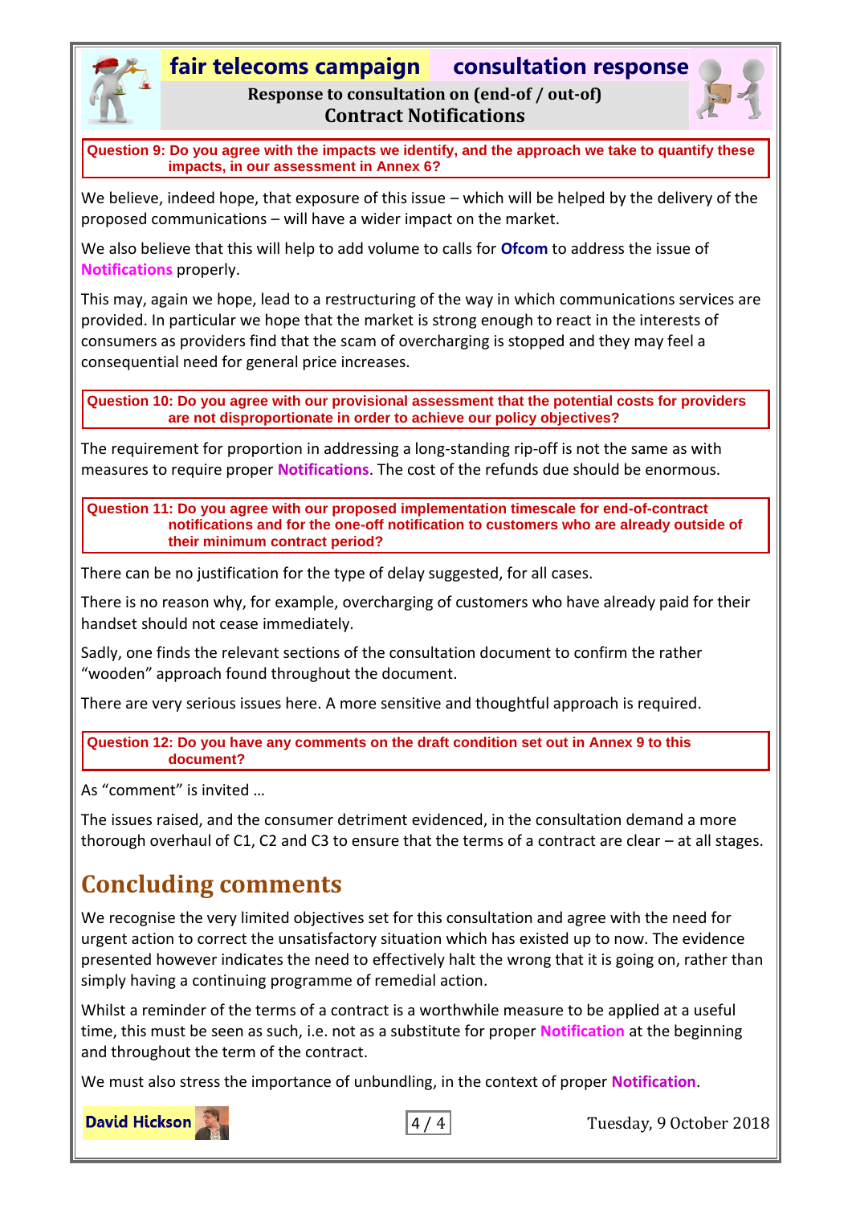**Question 9: Do you agree with the impacts we identify, and the approach we take to quantify these impacts, in our assessment in Annex 6?**

We believe, indeed hope, that exposure of this issue – which will be helped by the delivery of the proposed communications – will have a wider impact on the market.

We also believe that this will help to add volume to calls for **Ofcom** to address the issue of **Notifications** properly.

This may, again we hope, lead to a restructuring of the way in which communications services are provided. In particular we hope that the market is strong enough to react in the interests of consumers as providers find that the scam of overcharging is stopped and they may feel a consequential need for general price increases.

**Question 10: Do you agree with our provisional assessment that the potential costs for providers are not disproportionate in order to achieve our policy objectives?**

The requirement for proportion in addressing a long-standing rip-off is not the same as with measures to require proper **Notifications**. The cost of the refunds due should be enormous.

**Question 11: Do you agree with our proposed implementation timescale for end-of-contract notifications and for the one-off notification to customers who are already outside of their minimum contract period?**

There can be no justification for the type of delay suggested, for all cases.

There is no reason why, for example, overcharging of customers who have already paid for their handset should not cease immediately.

Sadly, one finds the relevant sections of the consultation document to confirm the rather "wooden" approach found throughout the document.

There are very serious issues here. A more sensitive and thoughtful approach is required.

**Question 12: Do you have any comments on the draft condition set out in Annex 9 to this document?**

As "comment" is invited …

The issues raised, and the consumer detriment evidenced, in the consultation demand a more thorough overhaul of C1, C2 and C3 to ensure that the terms of a contract are clear – at all stages.

## Concluding comments

We recognise the very limited objectives set for this consultation and agree with the need for urgent action to correct the unsatisfactory situation which has existed up to now. The evidence presented however indicates the need to effectively halt the wrong that it is going on, rather than simply having a continuing programme of remedial action.

Whilst a reminder of the terms of a contract is a worthwhile measure to be applied at a useful time, this must be seen as such, i.e. not as a substitute for proper **Notification** at the beginning and throughout the term of the contract.

We must also stress the importance of unbundling, in the context of proper **Notification**.

**David Hickson**

Tuesday, 9 October 2018